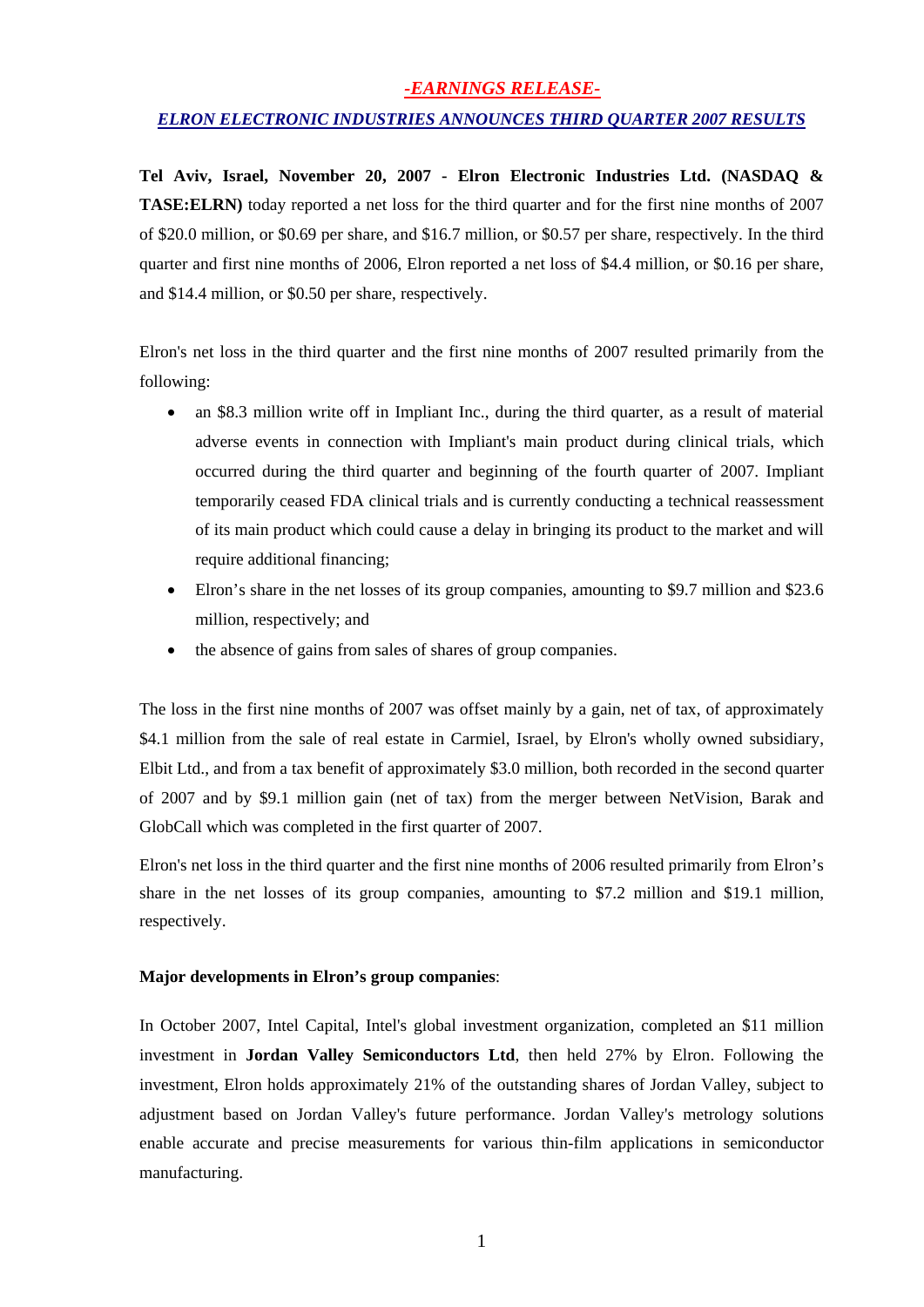## *-EARNINGS RELEASE-*

## *ELRON ELECTRONIC INDUSTRIES ANNOUNCES THIRD QUARTER 2007 RESULTS*

**Tel Aviv, Israel, November 20, 2007 - Elron Electronic Industries Ltd. (NASDAQ & TASE:ELRN)** today reported a net loss for the third quarter and for the first nine months of 2007 of $20.0 million, or $0.69 per share, and $16.7 million, or $0.57 per share, respectively. In the third quarter and first nine months of 2006, Elron reported a net loss of $4.4 million, or $0.16 per share, and $14.4 million, or $0.50 per share, respectively.

Elron's net loss in the third quarter and the first nine months of 2007 resulted primarily from the following:

- an $8.3 million write off in Impliant Inc., during the third quarter, as a result of material adverse events in connection with Impliant's main product during clinical trials, which occurred during the third quarter and beginning of the fourth quarter of 2007. Impliant temporarily ceased FDA clinical trials and is currently conducting a technical reassessment of its main product which could cause a delay in bringing its product to the market and will require additional financing;
- Elron's share in the net losses of its group companies, amounting to $9.7 million and $23.6 million, respectively; and
- the absence of gains from sales of shares of group companies.

The loss in the first nine months of 2007 was offset mainly by a gain, net of tax, of approximately $4.1 million from the sale of real estate in Carmiel, Israel, by Elron's wholly owned subsidiary, Elbit Ltd., and from a tax benefit of approximately $3.0 million, both recorded in the second quarter of 2007 and by $9.1 million gain (net of tax) from the merger between NetVision, Barak and GlobCall which was completed in the first quarter of 2007.

Elron's net loss in the third quarter and the first nine months of 2006 resulted primarily from Elron's share in the net losses of its group companies, amounting to $7.2 million and $19.1 million, respectively.

**Major developments in Elron's group companies**:

In October 2007, Intel Capital, Intel's global investment organization, completed an $11 million investment in **Jordan Valley Semiconductors Ltd**, then held 27% by Elron. Following the investment, Elron holds approximately 21% of the outstanding shares of Jordan Valley, subject to adjustment based on Jordan Valley's future performance. Jordan Valley's metrology solutions enable accurate and precise measurements for various thin-film applications in semiconductor manufacturing.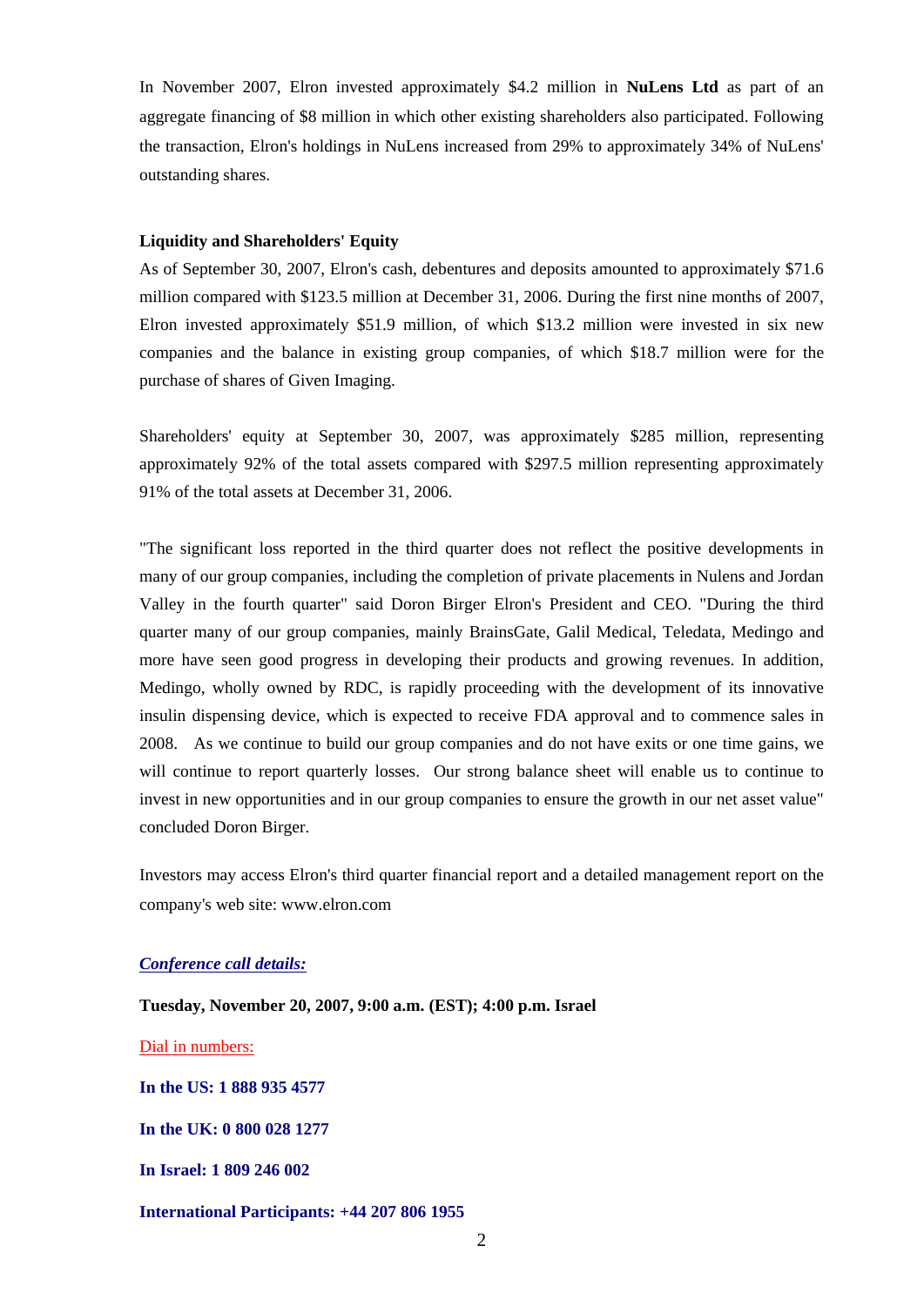In November 2007, Elron invested approximately $4.2 million in **NuLens Ltd** as part of an aggregate financing of $8 million in which other existing shareholders also participated. Following the transaction, Elron's holdings in NuLens increased from 29% to approximately 34% of NuLens' outstanding shares.

**Liquidity and Shareholders' Equity**

As of September 30, 2007, Elron's cash, debentures and deposits amounted to approximately $71.6 million compared with $123.5 million at December 31, 2006. During the first nine months of 2007, Elron invested approximately $51.9 million, of which $13.2 million were invested in six new companies and the balance in existing group companies, of which $18.7 million were for the purchase of shares of Given Imaging.

Shareholders' equity at September 30, 2007, was approximately $285 million, representing approximately 92% of the total assets compared with $297.5 million representing approximately 91% of the total assets at December 31, 2006.

"The significant loss reported in the third quarter does not reflect the positive developments in many of our group companies, including the completion of private placements in Nulens and Jordan Valley in the fourth quarter" said Doron Birger Elron's President and CEO. "During the third quarter many of our group companies, mainly BrainsGate, Galil Medical, Teledata, Medingo and more have seen good progress in developing their products and growing revenues. In addition, Medingo, wholly owned by RDC, is rapidly proceeding with the development of its innovative insulin dispensing device, which is expected to receive FDA approval and to commence sales in 2008. As we continue to build our group companies and do not have exits or one time gains, we will continue to report quarterly losses. Our strong balance sheet will enable us to continue to invest in new opportunities and in our group companies to ensure the growth in our net asset value" concluded Doron Birger.

Investors may access Elron's third quarter financial report and a detailed management report on the company's web site: www.elron.com

***Conference call details:***

**Tuesday, November 20, 2007, 9:00 a.m. (EST); 4:00 p.m. Israel**

Dial in numbers:

**In the US: 1 888 935 4577**

**In the UK: 0 800 028 1277**

**In Israel: 1 809 246 002**

**International Participants: +44 207 806 1955**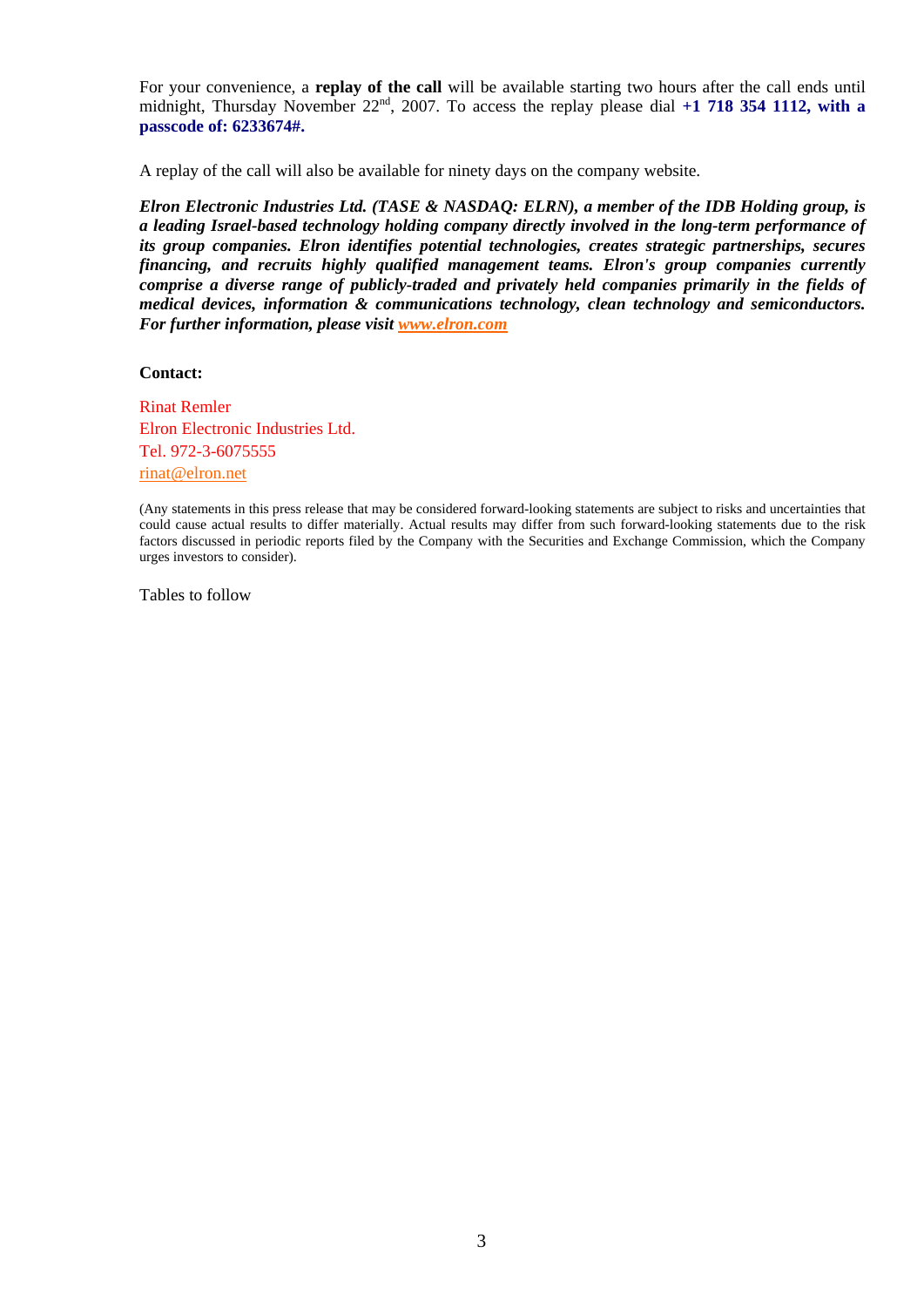For your convenience, a **replay of the call** will be available starting two hours after the call ends until midnight, Thursday November 22nd, 2007. To access the replay please dial **+1 718 354 1112, with a passcode of: 6233674#.**

A replay of the call will also be available for ninety days on the company website.

***Elron Electronic Industries Ltd. (TASE & NASDAQ: ELRN), a member of the IDB Holding group, is a leading Israel-based technology holding company directly involved in the long-term performance of its group companies. Elron identifies potential technologies, creates strategic partnerships, secures financing, and recruits highly qualified management teams. Elron's group companies currently comprise a diverse range of publicly-traded and privately held companies primarily in the fields of medical devices, information & communications technology, clean technology and semiconductors. For further information, please visit [www.elron.com](http://www.elron.com)***

**Contact:**

Rinat Remler
Elron Electronic Industries Ltd.
Tel. 972-3-6075555
rinat@elron.net

(Any statements in this press release that may be considered forward-looking statements are subject to risks and uncertainties that could cause actual results to differ materially. Actual results may differ from such forward-looking statements due to the risk factors discussed in periodic reports filed by the Company with the Securities and Exchange Commission, which the Company urges investors to consider).

Tables to follow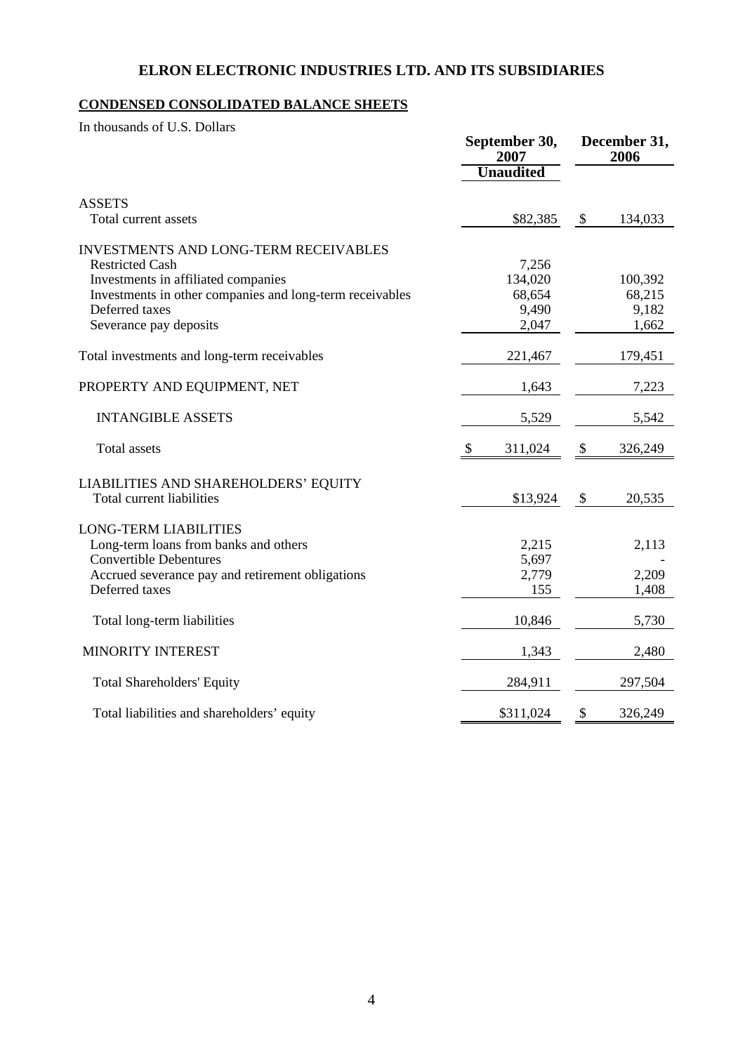# ELRON ELECTRONIC INDUSTRIES LTD. AND ITS SUBSIDIARIES

## CONDENSED CONSOLIDATED BALANCE SHEETS

In thousands of U.S. Dollars

| | September 30, 2007 | December 31, 2006 |
|---|---|---|
| | Unaudited | |
| **ASSETS** | | |
| Total current assets | $82,385 | $ 134,033 |
| **INVESTMENTS AND LONG-TERM RECEIVABLES** | | |
| Restricted Cash | 7,256 | |
| Investments in affiliated companies | 134,020 | 100,392 |
| Investments in other companies and long-term receivables | 68,654 | 68,215 |
| Deferred taxes | 9,490 | 9,182 |
| Severance pay deposits | 2,047 | 1,662 |
| Total investments and long-term receivables | 221,467 | 179,451 |
| PROPERTY AND EQUIPMENT, NET | 1,643 | 7,223 |
| INTANGIBLE ASSETS | 5,529 | 5,542 |
| Total assets | $ 311,024 | $ 326,249 |
| **LIABILITIES AND SHAREHOLDERS' EQUITY** | | |
| Total current liabilities | $13,924 | $ 20,535 |
| **LONG-TERM LIABILITIES** | | |
| Long-term loans from banks and others | 2,215 | 2,113 |
| Convertible Debentures | 5,697 | - |
| Accrued severance pay and retirement obligations | 2,779 | 2,209 |
| Deferred taxes | 155 | 1,408 |
| Total long-term liabilities | 10,846 | 5,730 |
| MINORITY INTEREST | 1,343 | 2,480 |
| Total Shareholders' Equity | 284,911 | 297,504 |
| Total liabilities and shareholders' equity | $311,024 | $ 326,249 |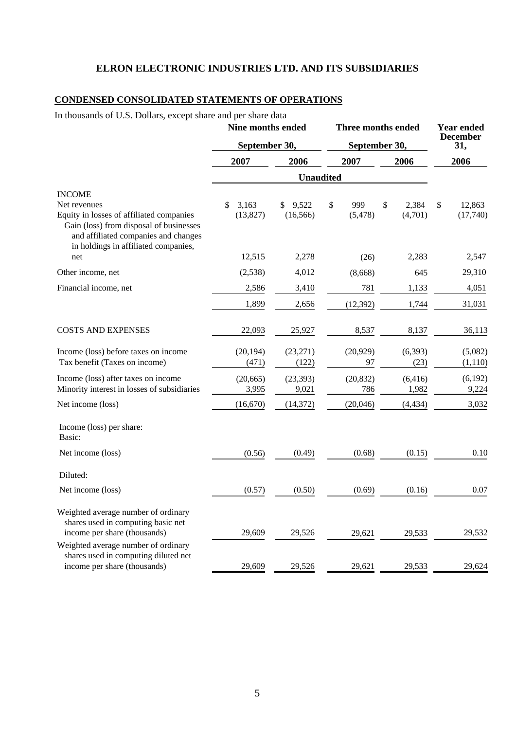# ELRON ELECTRONIC INDUSTRIES LTD. AND ITS SUBSIDIARIES

## CONDENSED CONSOLIDATED STATEMENTS OF OPERATIONS

In thousands of U.S. Dollars, except share and per share data

| | Nine months ended September 30, | | Three months ended September 30, | | Year ended December 31, |
|---|---|---|---|---|---|
| | 2007 | 2006 | 2007 | 2006 | 2006 |
| | Unaudited | | | | |
| INCOME | | | | | |
| Net revenues | $ 3,163 | $ 9,522 | $ 999 | $ 2,384 | $ 12,863 |
| Equity in losses of affiliated companies | (13,827) | (16,566) | (5,478) | (4,701) | (17,740) |
| Gain (loss) from disposal of businesses and affiliated companies and changes in holdings in affiliated companies, net | 12,515 | 2,278 | (26) | 2,283 | 2,547 |
| Other income, net | (2,538) | 4,012 | (8,668) | 645 | 29,310 |
| Financial income, net | 2,586 | 3,410 | 781 | 1,133 | 4,051 |
| | 1,899 | 2,656 | (12,392) | 1,744 | 31,031 |
| COSTS AND EXPENSES | 22,093 | 25,927 | 8,537 | 8,137 | 36,113 |
| Income (loss) before taxes on income | (20,194) | (23,271) | (20,929) | (6,393) | (5,082) |
| Tax benefit (Taxes on income) | (471) | (122) | 97 | (23) | (1,110) |
| Income (loss) after taxes on income | (20,665) | (23,393) | (20,832) | (6,416) | (6,192) |
| Minority interest in losses of subsidiaries | 3,995 | 9,021 | 786 | 1,982 | 9,224 |
| Net income (loss) | (16,670) | (14,372) | (20,046) | (4,434) | 3,032 |
| Income (loss) per share: | | | | | |
| Basic: | | | | | |
| Net income (loss) | (0.56) | (0.49) | (0.68) | (0.15) | 0.10 |
| Diluted: | | | | | |
| Net income (loss) | (0.57) | (0.50) | (0.69) | (0.16) | 0.07 |
| Weighted average number of ordinary shares used in computing basic net income per share (thousands) | 29,609 | 29,526 | 29,621 | 29,533 | 29,532 |
| Weighted average number of ordinary shares used in computing diluted net income per share (thousands) | 29,609 | 29,526 | 29,621 | 29,533 | 29,624 |